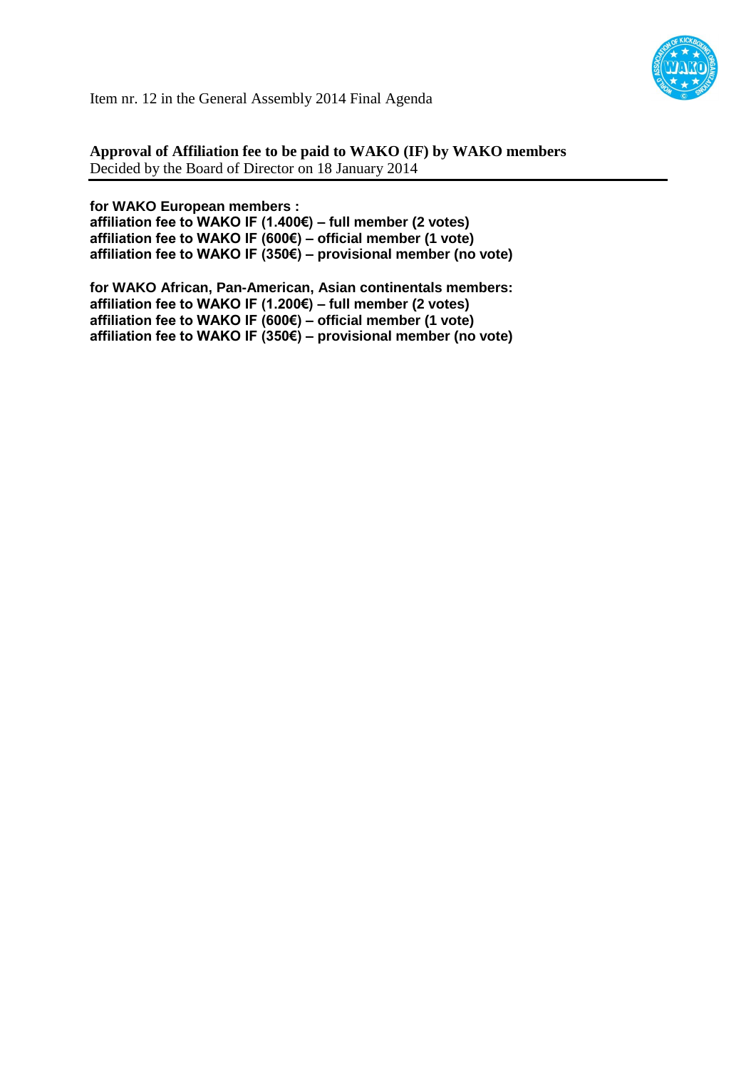Item nr. 12 in the General Assembly 2014 Final Agenda

**Approval of Affiliation fee to be paid to WAKO (IF) by WAKO members**
Decided by the Board of Director on 18 January 2014

**for WAKO European members :**
**affiliation fee to WAKO IF (1.400€) – full member (2 votes)**
**affiliation fee to WAKO IF (600€) – official member (1 vote)**
**affiliation fee to WAKO IF (350€) – provisional member (no vote)**

**for WAKO African, Pan-American, Asian continentals members:**
**affiliation fee to WAKO IF (1.200€) – full member (2 votes)**
**affiliation fee to WAKO IF (600€) – official member (1 vote)**
**affiliation fee to WAKO IF (350€) – provisional member (no vote)**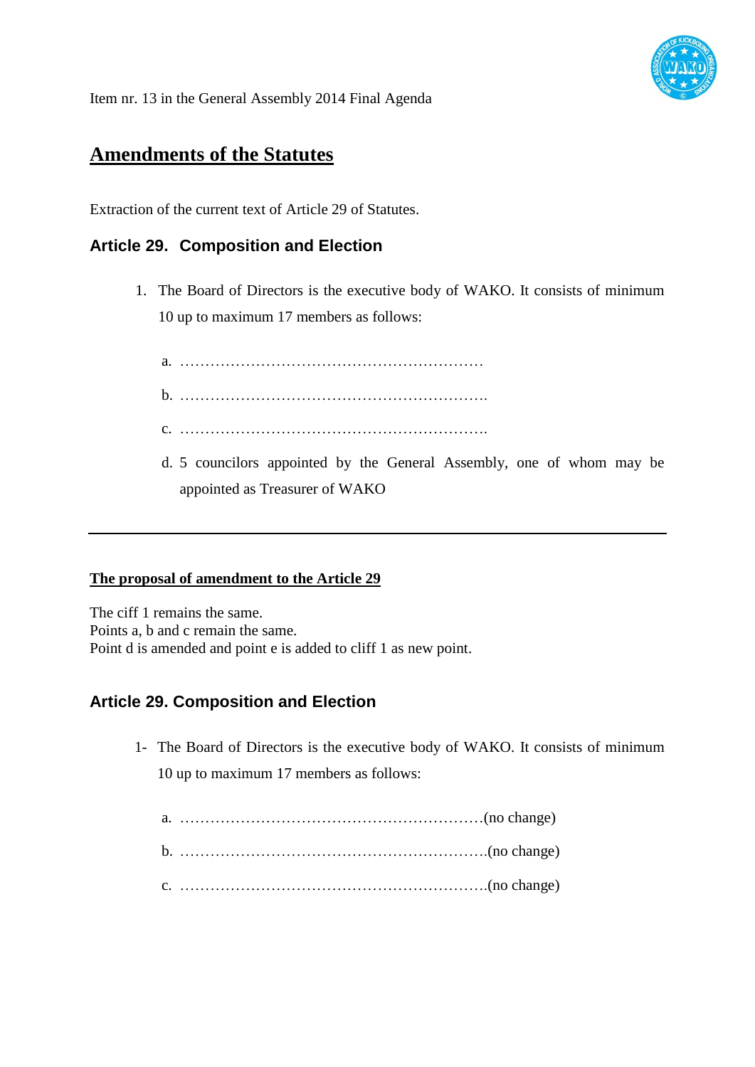Item nr. 13 in the General Assembly 2014 Final Agenda

# Amendments of the Statutes

Extraction of the current text of Article 29 of Statutes.

### Article 29.  Composition and Election

1. The Board of Directors is the executive body of WAKO. It consists of minimum 10 up to maximum 17 members as follows:

   a. ……………………………………………………

   b. …………………………………………………….

   c. …………………………………………………….

   d. 5 councilors appointed by the General Assembly, one of whom may be appointed as Treasurer of WAKO

---

**The proposal of amendment to the Article 29**

The ciff 1 remains the same.
Points a, b and c remain the same.
Point d is amended and point e is added to cliff 1 as new point.

### Article 29. Composition and Election

1- The Board of Directors is the executive body of WAKO. It consists of minimum 10 up to maximum 17 members as follows:

   a. ……………………………………………………(no change)

   b. …………………………………………………….(no change)

   c. …………………………………………………….(no change)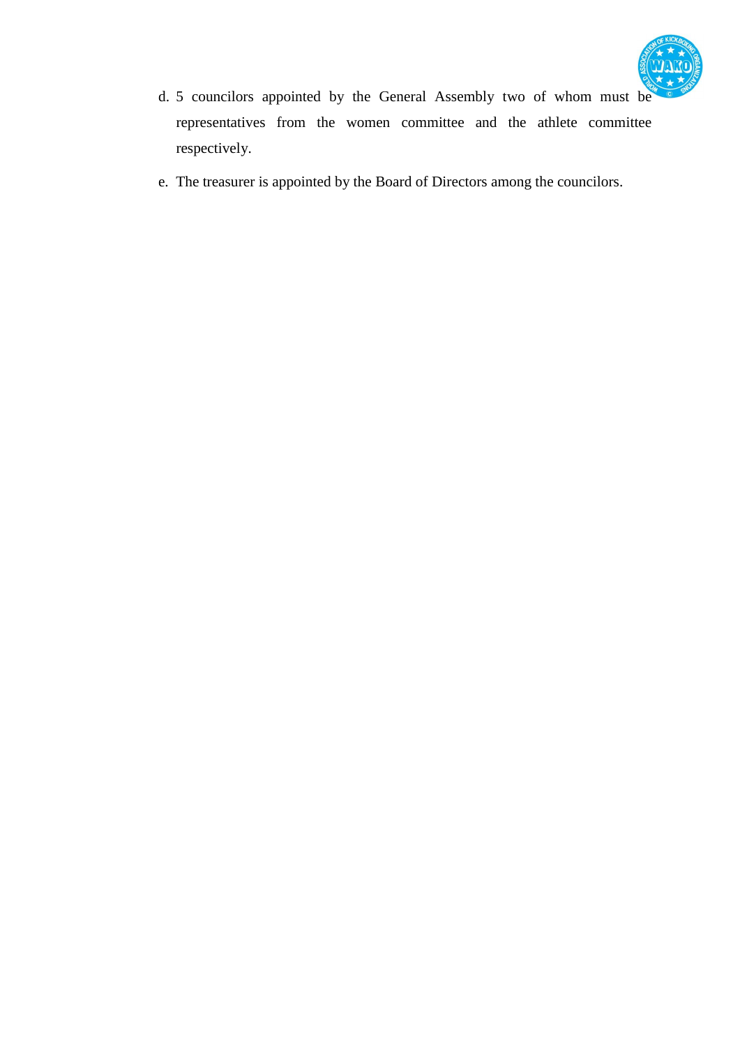d. 5 councilors appointed by the General Assembly two of whom must be representatives from the women committee and the athlete committee respectively.

e. The treasurer is appointed by the Board of Directors among the councilors.